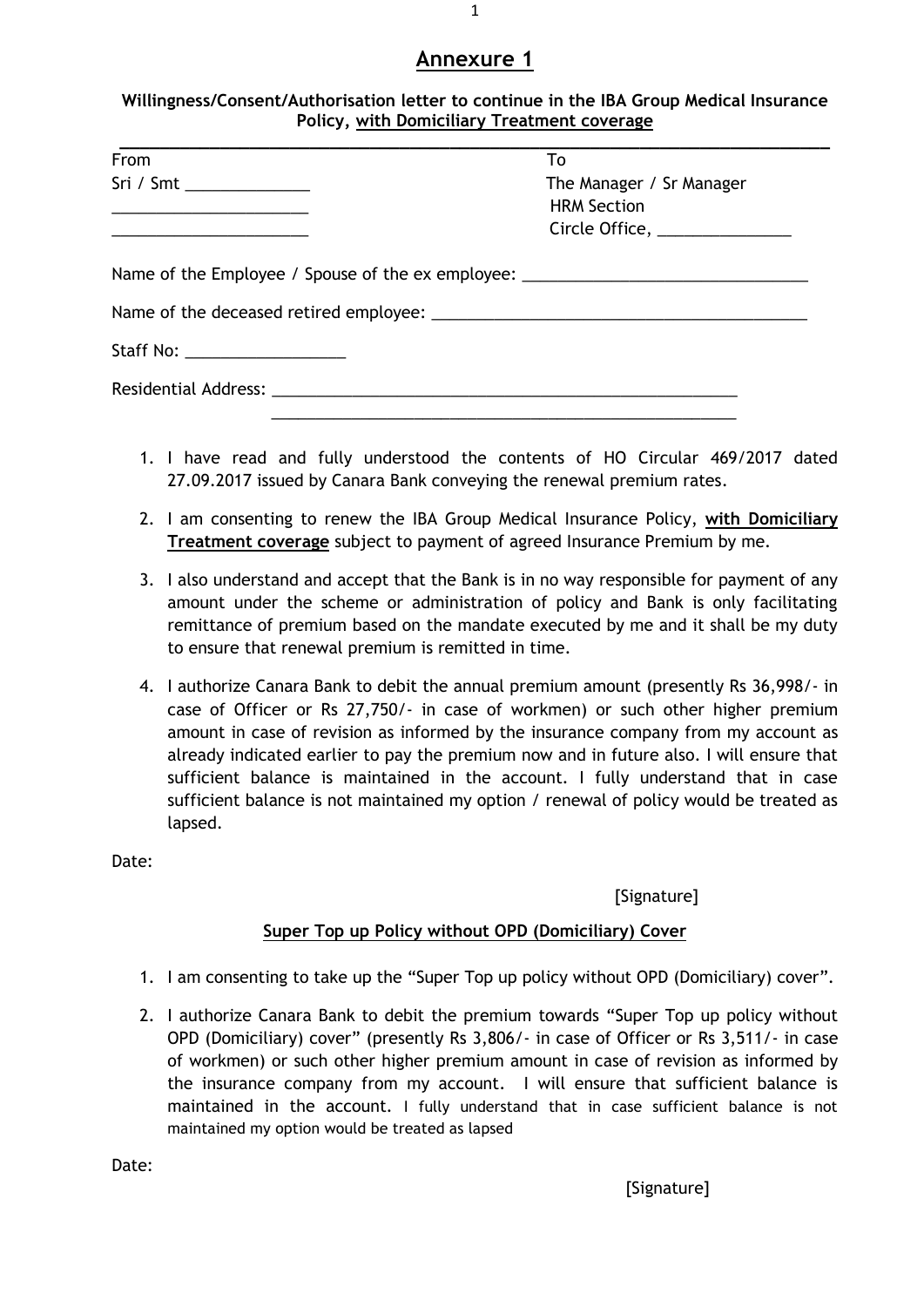# Annexure 1

**Willingness/Consent/Authorisation letter to continue in the IBA Group Medical Insurance Policy, with Domiciliary Treatment coverage**

---

From
Sri / Smt ______________
______________________
______________________

To
The Manager / Sr Manager
HRM Section
Circle Office, _______________

Name of the Employee / Spouse of the ex employee: ________________________________

Name of the deceased retired employee: ____________________________________________

Staff No: __________________

Residential Address: ______________________________________________________
______________________________________________________

1. I have read and fully understood the contents of HO Circular 469/2017 dated 27.09.2017 issued by Canara Bank conveying the renewal premium rates.
2. I am consenting to renew the IBA Group Medical Insurance Policy, **with Domiciliary Treatment coverage** subject to payment of agreed Insurance Premium by me.
3. I also understand and accept that the Bank is in no way responsible for payment of any amount under the scheme or administration of policy and Bank is only facilitating remittance of premium based on the mandate executed by me and it shall be my duty to ensure that renewal premium is remitted in time.
4. I authorize Canara Bank to debit the annual premium amount (presently Rs 36,998/- in case of Officer or Rs 27,750/- in case of workmen) or such other higher premium amount in case of revision as informed by the insurance company from my account as already indicated earlier to pay the premium now and in future also. I will ensure that sufficient balance is maintained in the account. I fully understand that in case sufficient balance is not maintained my option / renewal of policy would be treated as lapsed.

Date:

[Signature]

**Super Top up Policy without OPD (Domiciliary) Cover**

1. I am consenting to take up the "Super Top up policy without OPD (Domiciliary) cover".
2. I authorize Canara Bank to debit the premium towards "Super Top up policy without OPD (Domiciliary) cover" (presently Rs 3,806/- in case of Officer or Rs 3,511/- in case of workmen) or such other higher premium amount in case of revision as informed by the insurance company from my account. I will ensure that sufficient balance is maintained in the account. I fully understand that in case sufficient balance is not maintained my option would be treated as lapsed

Date:

[Signature]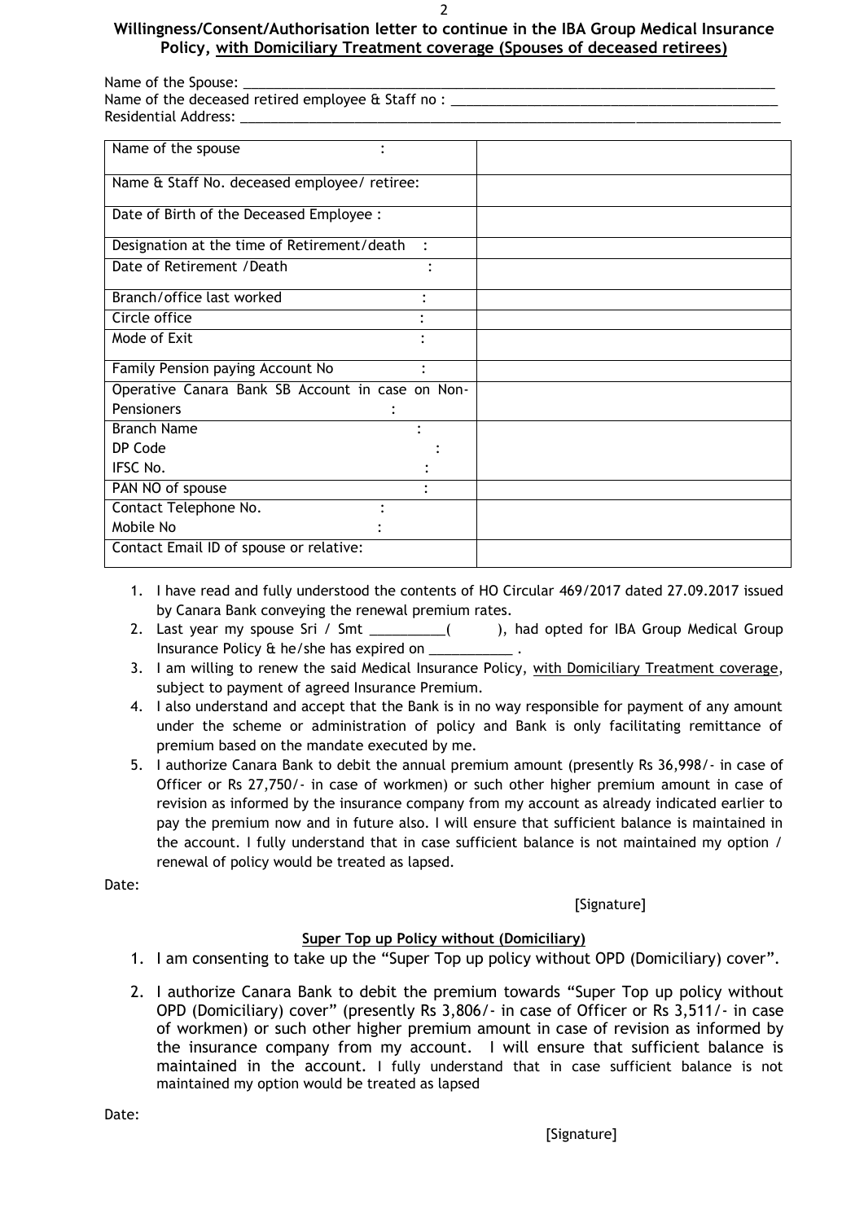**Willingness/Consent/Authorisation letter to continue in the IBA Group Medical Insurance Policy, with Domiciliary Treatment coverage (Spouses of deceased retirees)**

Name of the Spouse: ___________________________________________________________________________

Name of the deceased retired employee & Staff no : ___________________________________________

Residential Address: __________________________________________________________________________

| | |
|---|---|
| Name of the spouse : | |
| Name & Staff No. deceased employee/ retiree: | |
| Date of Birth of the Deceased Employee : | |
| Designation at the time of Retirement/death : | |
| Date of Retirement /Death : | |
| Branch/office last worked : | |
| Circle office : | |
| Mode of Exit : | |
| Family Pension paying Account No : | |
| Operative Canara Bank SB Account in case on Non-Pensioners : | |
| Branch Name :<br>DP Code :<br>IFSC No. : | |
| PAN NO of spouse : | |
| Contact Telephone No. :<br>Mobile No : | |
| Contact Email ID of spouse or relative: | |

1. I have read and fully understood the contents of HO Circular 469/2017 dated 27.09.2017 issued by Canara Bank conveying the renewal premium rates.
2. Last year my spouse Sri / Smt __________( ), had opted for IBA Group Medical Group Insurance Policy & he/she has expired on ___________ .
3. I am willing to renew the said Medical Insurance Policy, <u>with Domiciliary Treatment coverage</u>, subject to payment of agreed Insurance Premium.
4. I also understand and accept that the Bank is in no way responsible for payment of any amount under the scheme or administration of policy and Bank is only facilitating remittance of premium based on the mandate executed by me.
5. I authorize Canara Bank to debit the annual premium amount (presently Rs 36,998/- in case of Officer or Rs 27,750/- in case of workmen) or such other higher premium amount in case of revision as informed by the insurance company from my account as already indicated earlier to pay the premium now and in future also. I will ensure that sufficient balance is maintained in the account. I fully understand that in case sufficient balance is not maintained my option / renewal of policy would be treated as lapsed.

Date:

[Signature]

**<u>Super Top up Policy without (Domiciliary)</u>**

1. I am consenting to take up the "Super Top up policy without OPD (Domiciliary) cover".
2. I authorize Canara Bank to debit the premium towards "Super Top up policy without OPD (Domiciliary) cover" (presently Rs 3,806/- in case of Officer or Rs 3,511/- in case of workmen) or such other higher premium amount in case of revision as informed by the insurance company from my account. I will ensure that sufficient balance is maintained in the account. I fully understand that in case sufficient balance is not maintained my option would be treated as lapsed

Date:

[Signature]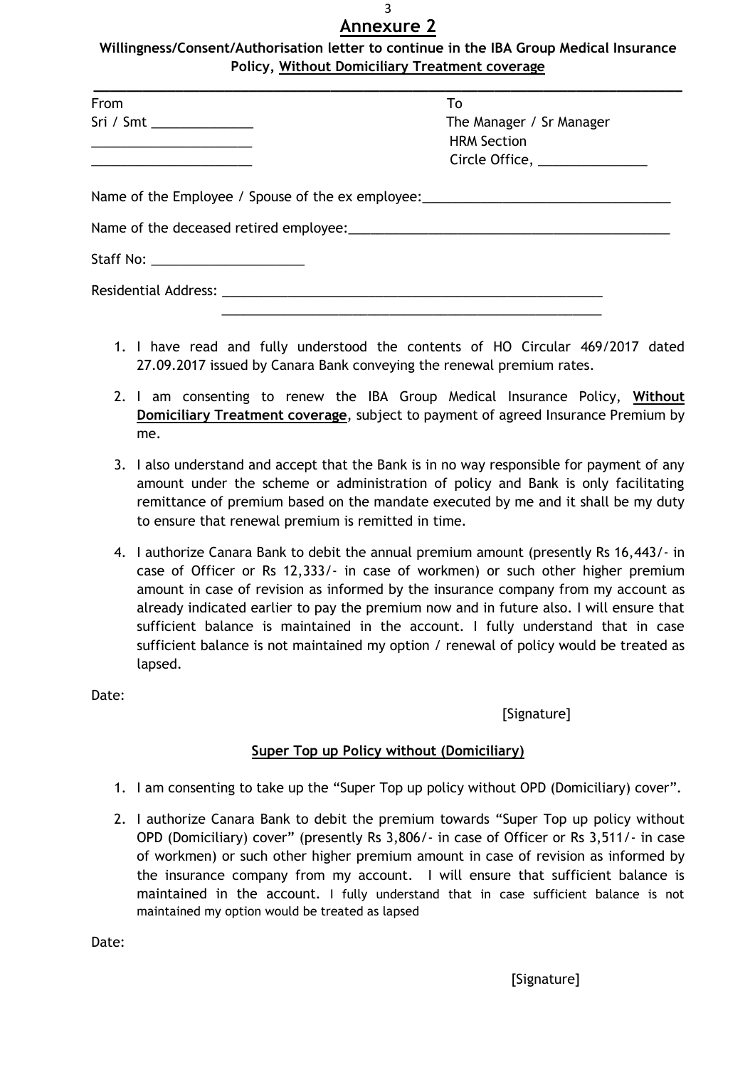# Annexure 2

**Willingness/Consent/Authorisation letter to continue in the IBA Group Medical Insurance Policy, <u>Without Domiciliary Treatment coverage</u>**

---

| From | To |
|---|---|
| Sri / Smt ______________ | The Manager / Sr Manager |
| ______________________ | HRM Section |
| ______________________ | Circle Office, _______________ |

Name of the Employee / Spouse of the ex employee: _________________________________

Name of the deceased retired employee: _____________________________________________

Staff No: _____________________

Residential Address: ______________________________________________________

______________________________________________________

1. I have read and fully understood the contents of HO Circular 469/2017 dated 27.09.2017 issued by Canara Bank conveying the renewal premium rates.
2. I am consenting to renew the IBA Group Medical Insurance Policy, **<u>Without Domiciliary Treatment coverage</u>**, subject to payment of agreed Insurance Premium by me.
3. I also understand and accept that the Bank is in no way responsible for payment of any amount under the scheme or administration of policy and Bank is only facilitating remittance of premium based on the mandate executed by me and it shall be my duty to ensure that renewal premium is remitted in time.
4. I authorize Canara Bank to debit the annual premium amount (presently Rs 16,443/- in case of Officer or Rs 12,333/- in case of workmen) or such other higher premium amount in case of revision as informed by the insurance company from my account as already indicated earlier to pay the premium now and in future also. I will ensure that sufficient balance is maintained in the account. I fully understand that in case sufficient balance is not maintained my option / renewal of policy would be treated as lapsed.

Date:

[Signature]

## <u>Super Top up Policy without (Domiciliary)</u>

1. I am consenting to take up the "Super Top up policy without OPD (Domiciliary) cover".
2. I authorize Canara Bank to debit the premium towards "Super Top up policy without OPD (Domiciliary) cover" (presently Rs 3,806/- in case of Officer or Rs 3,511/- in case of workmen) or such other higher premium amount in case of revision as informed by the insurance company from my account. I will ensure that sufficient balance is maintained in the account. I fully understand that in case sufficient balance is not maintained my option would be treated as lapsed

Date:

[Signature]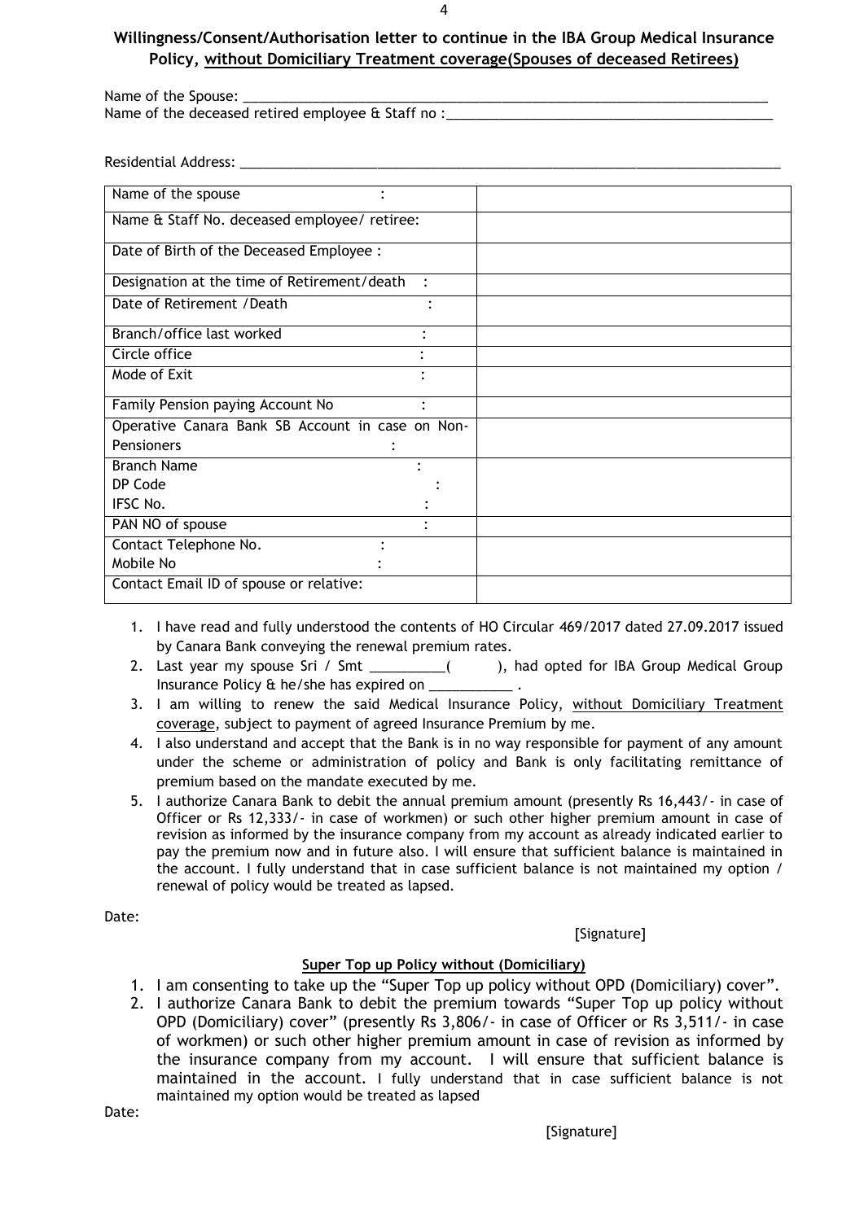## Willingness/Consent/Authorisation letter to continue in the IBA Group Medical Insurance Policy, <u>without Domiciliary Treatment coverage(Spouses of deceased Retirees)</u>

Name of the Spouse: ___________________________________________________________________________

Name of the deceased retired employee & Staff no :__________________________________________

Residential Address: ____________________________________________________________________________

| | |
|---|---|
| Name of the spouse : | |
| Name & Staff No. deceased employee/ retiree: | |
| Date of Birth of the Deceased Employee : | |
| Designation at the time of Retirement/death : | |
| Date of Retirement /Death : | |
| Branch/office last worked : | |
| Circle office : | |
| Mode of Exit : | |
| Family Pension paying Account No : | |
| Operative Canara Bank SB Account in case on Non-Pensioners : | |
| Branch Name :<br>DP Code :<br>IFSC No. : | |
| PAN NO of spouse : | |
| Contact Telephone No. :<br>Mobile No : | |
| Contact Email ID of spouse or relative: | |

1. I have read and fully understood the contents of HO Circular 469/2017 dated 27.09.2017 issued by Canara Bank conveying the renewal premium rates.
2. Last year my spouse Sri / Smt __________(        ), had opted for IBA Group Medical Group Insurance Policy & he/she has expired on ___________ .
3. I am willing to renew the said Medical Insurance Policy, <u>without Domiciliary Treatment coverage</u>, subject to payment of agreed Insurance Premium by me.
4. I also understand and accept that the Bank is in no way responsible for payment of any amount under the scheme or administration of policy and Bank is only facilitating remittance of premium based on the mandate executed by me.
5. I authorize Canara Bank to debit the annual premium amount (presently Rs 16,443/- in case of Officer or Rs 12,333/- in case of workmen) or such other higher premium amount in case of revision as informed by the insurance company from my account as already indicated earlier to pay the premium now and in future also. I will ensure that sufficient balance is maintained in the account. I fully understand that in case sufficient balance is not maintained my option / renewal of policy would be treated as lapsed.

Date:

[Signature]

### <u>Super Top up Policy without (Domiciliary)</u>

1. I am consenting to take up the "Super Top up policy without OPD (Domiciliary) cover".
2. I authorize Canara Bank to debit the premium towards "Super Top up policy without OPD (Domiciliary) cover" (presently Rs 3,806/- in case of Officer or Rs 3,511/- in case of workmen) or such other higher premium amount in case of revision as informed by the insurance company from my account. I will ensure that sufficient balance is maintained in the account. I fully understand that in case sufficient balance is not maintained my option would be treated as lapsed

Date:

[Signature]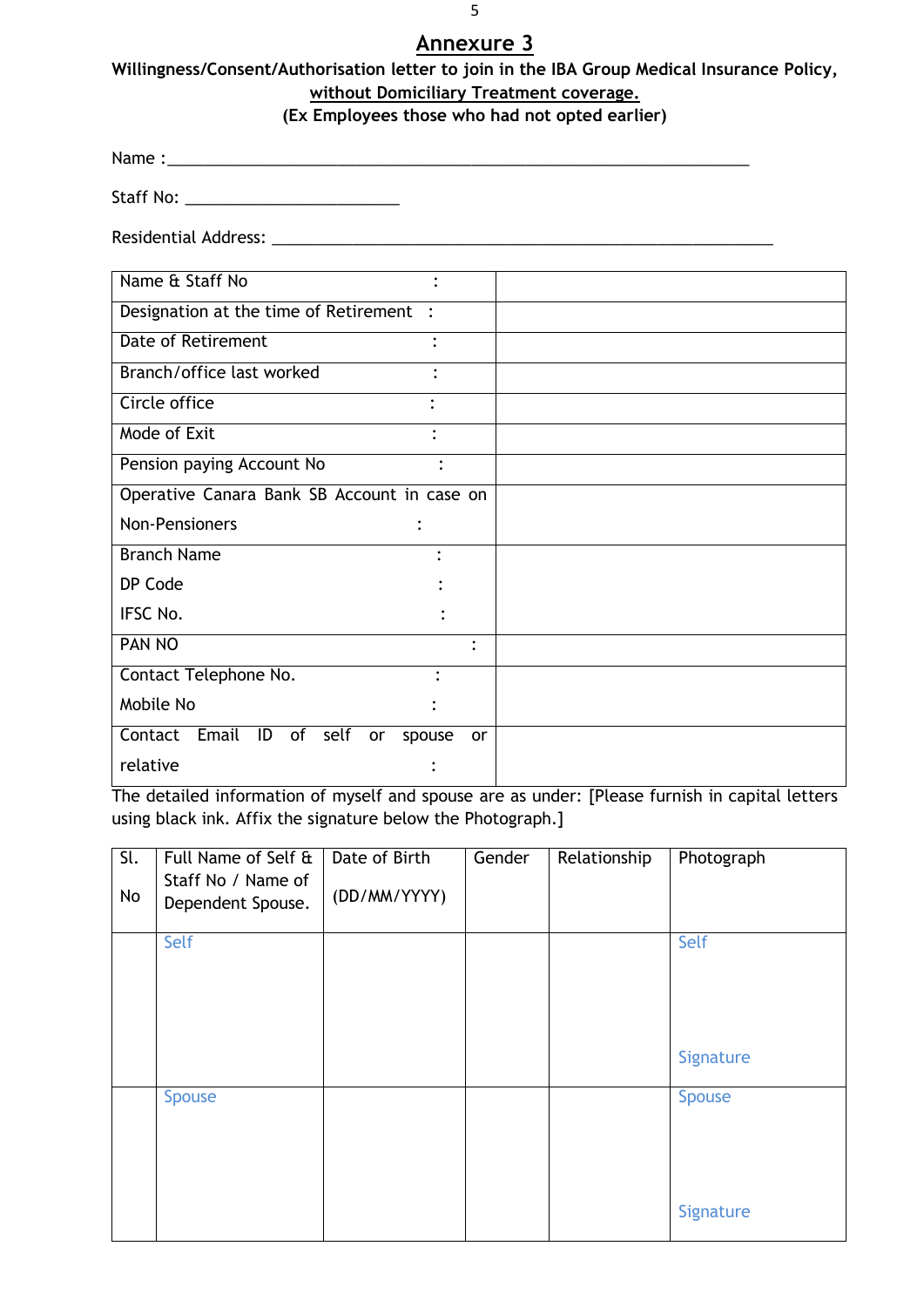# Annexure 3

**Willingness/Consent/Authorisation letter to join in the IBA Group Medical Insurance Policy, without Domiciliary Treatment coverage.**

**(Ex Employees those who had not opted earlier)**

Name :_______________________________________________________________

Staff No: ______________________

Residential Address: _____________________________________________________

| | |
|---|---|
| Name & Staff No : | |
| Designation at the time of Retirement : | |
| Date of Retirement : | |
| Branch/office last worked : | |
| Circle office : | |
| Mode of Exit : | |
| Pension paying Account No : | |
| Operative Canara Bank SB Account in case on Non-Pensioners : | |
| Branch Name :<br>DP Code :<br>IFSC No. : | |
| PAN NO : | |
| Contact Telephone No. :<br>Mobile No : | |
| Contact Email ID of self or spouse or relative : | |

The detailed information of myself and spouse are as under: [Please furnish in capital letters using black ink. Affix the signature below the Photograph.]

| Sl. No | Full Name of Self & Staff No / Name of Dependent Spouse. | Date of Birth (DD/MM/YYYY) | Gender | Relationship | Photograph |
|---|---|---|---|---|---|
| | Self | | | | Self<br><br>Signature |
| | Spouse | | | | Spouse<br><br>Signature |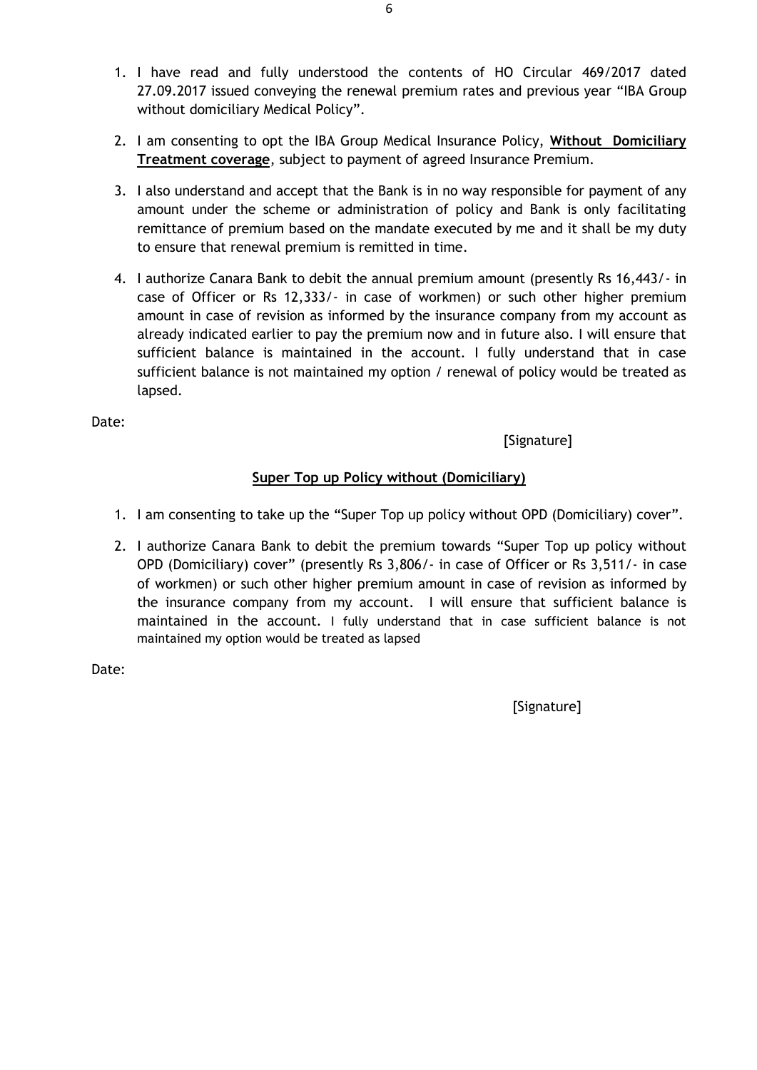1. I have read and fully understood the contents of HO Circular 469/2017 dated 27.09.2017 issued conveying the renewal premium rates and previous year "IBA Group without domiciliary Medical Policy".

2. I am consenting to opt the IBA Group Medical Insurance Policy, **Without Domiciliary Treatment coverage**, subject to payment of agreed Insurance Premium.

3. I also understand and accept that the Bank is in no way responsible for payment of any amount under the scheme or administration of policy and Bank is only facilitating remittance of premium based on the mandate executed by me and it shall be my duty to ensure that renewal premium is remitted in time.

4. I authorize Canara Bank to debit the annual premium amount (presently Rs 16,443/- in case of Officer or Rs 12,333/- in case of workmen) or such other higher premium amount in case of revision as informed by the insurance company from my account as already indicated earlier to pay the premium now and in future also. I will ensure that sufficient balance is maintained in the account. I fully understand that in case sufficient balance is not maintained my option / renewal of policy would be treated as lapsed.

Date:

[Signature]

**Super Top up Policy without (Domiciliary)**

1. I am consenting to take up the "Super Top up policy without OPD (Domiciliary) cover".

2. I authorize Canara Bank to debit the premium towards "Super Top up policy without OPD (Domiciliary) cover" (presently Rs 3,806/- in case of Officer or Rs 3,511/- in case of workmen) or such other higher premium amount in case of revision as informed by the insurance company from my account. I will ensure that sufficient balance is maintained in the account. I fully understand that in case sufficient balance is not maintained my option would be treated as lapsed

Date:

[Signature]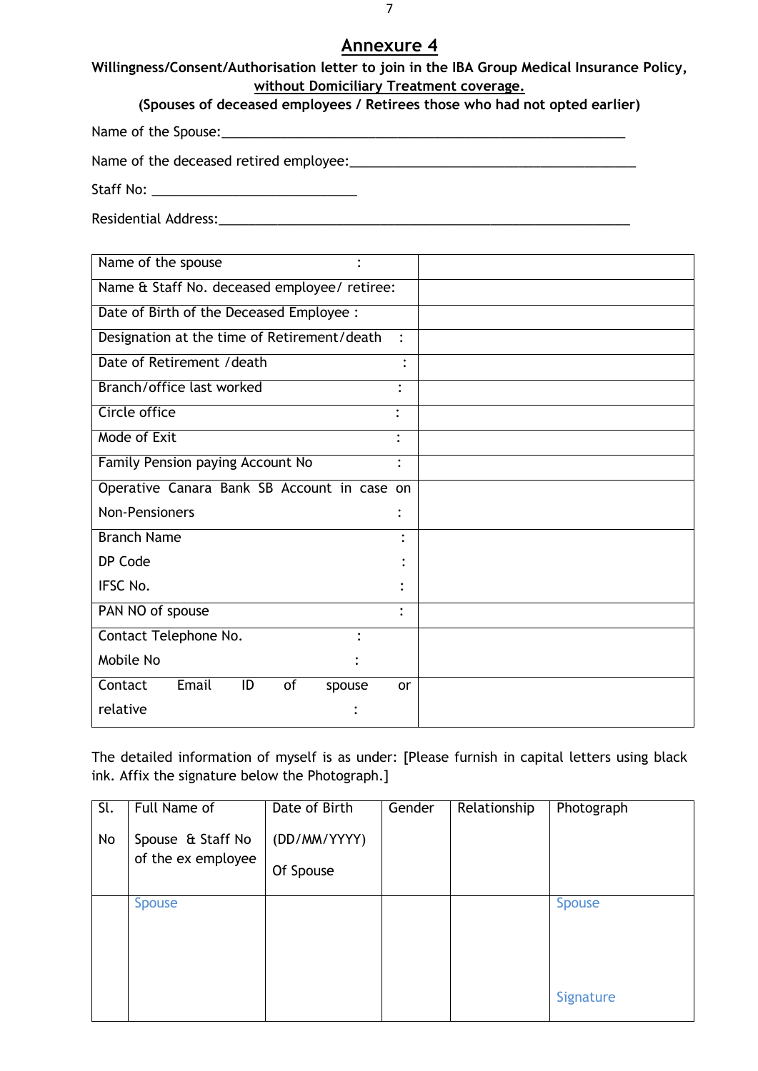# Annexure 4

**Willingness/Consent/Authorisation letter to join in the IBA Group Medical Insurance Policy, without Domiciliary Treatment coverage.**

**(Spouses of deceased employees / Retirees those who had not opted earlier)**

Name of the Spouse:_______________________________________________________

Name of the deceased retired employee:_____________________________________

Staff No: ___________________________

Residential Address:_______________________________________________________

| | |
|---|---|
| Name of the spouse : | |
| Name & Staff No. deceased employee/ retiree: | |
| Date of Birth of the Deceased Employee : | |
| Designation at the time of Retirement/death : | |
| Date of Retirement /death : | |
| Branch/office last worked : | |
| Circle office : | |
| Mode of Exit : | |
| Family Pension paying Account No : | |
| Operative Canara Bank SB Account in case on Non-Pensioners : | |
| Branch Name :<br>DP Code :<br>IFSC No. : | |
| PAN NO of spouse : | |
| Contact Telephone No. :<br>Mobile No : | |
| Contact Email ID of spouse or relative : | |

The detailed information of myself is as under: [Please furnish in capital letters using black ink. Affix the signature below the Photograph.]

| Sl. No | Full Name of Spouse & Staff No of the ex employee | Date of Birth (DD/MM/YYYY) Of Spouse | Gender | Relationship | Photograph |
|---|---|---|---|---|---|
| | Spouse | | | | Spouse<br><br>Signature |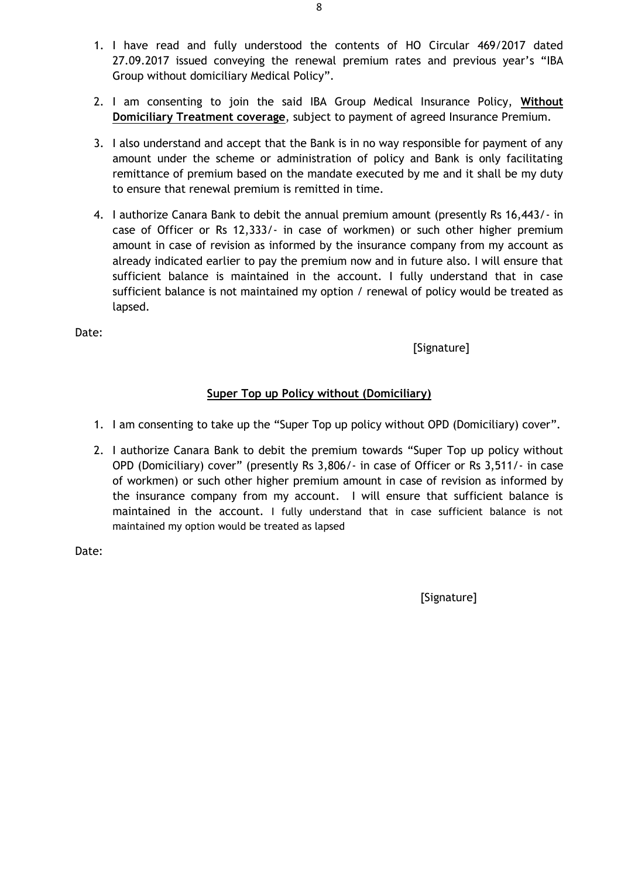1. I have read and fully understood the contents of HO Circular 469/2017 dated 27.09.2017 issued conveying the renewal premium rates and previous year's "IBA Group without domiciliary Medical Policy".

2. I am consenting to join the said IBA Group Medical Insurance Policy, **Without Domiciliary Treatment coverage**, subject to payment of agreed Insurance Premium.

3. I also understand and accept that the Bank is in no way responsible for payment of any amount under the scheme or administration of policy and Bank is only facilitating remittance of premium based on the mandate executed by me and it shall be my duty to ensure that renewal premium is remitted in time.

4. I authorize Canara Bank to debit the annual premium amount (presently Rs 16,443/- in case of Officer or Rs 12,333/- in case of workmen) or such other higher premium amount in case of revision as informed by the insurance company from my account as already indicated earlier to pay the premium now and in future also. I will ensure that sufficient balance is maintained in the account. I fully understand that in case sufficient balance is not maintained my option / renewal of policy would be treated as lapsed.

Date:

[Signature]

## Super Top up Policy without (Domiciliary)

1. I am consenting to take up the "Super Top up policy without OPD (Domiciliary) cover".

2. I authorize Canara Bank to debit the premium towards "Super Top up policy without OPD (Domiciliary) cover" (presently Rs 3,806/- in case of Officer or Rs 3,511/- in case of workmen) or such other higher premium amount in case of revision as informed by the insurance company from my account. I will ensure that sufficient balance is maintained in the account. I fully understand that in case sufficient balance is not maintained my option would be treated as lapsed

Date:

[Signature]